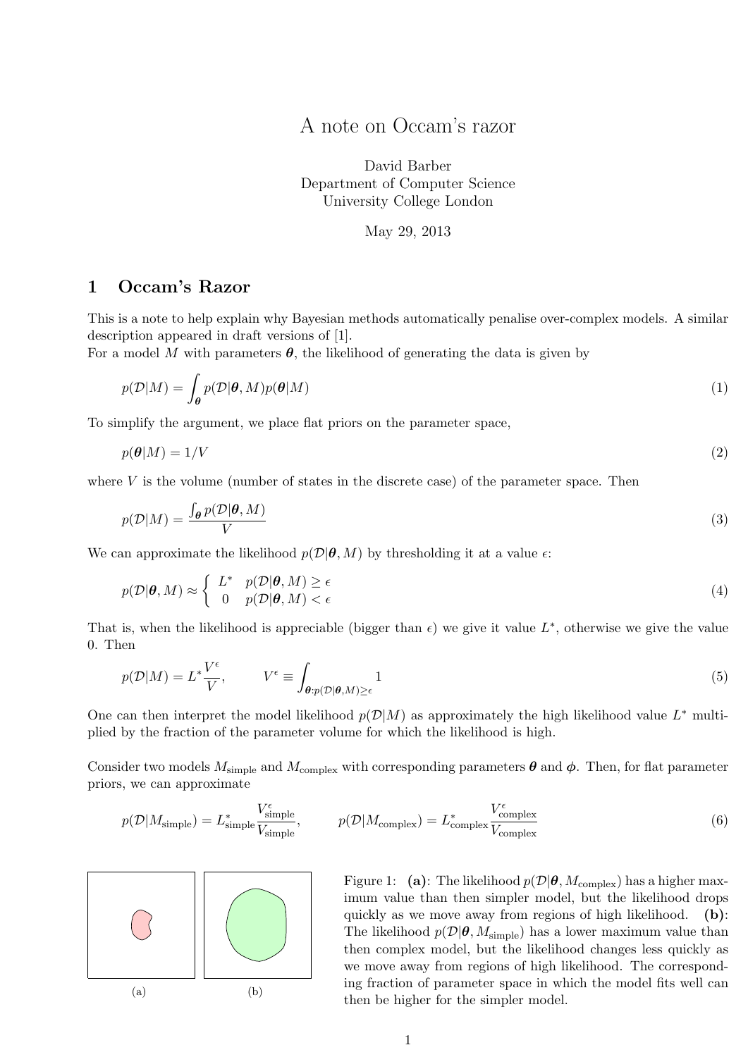# A note on Occam's razor

David Barber
Department of Computer Science
University College London

May 29, 2013

## 1 Occam's Razor

This is a note to help explain why Bayesian methods automatically penalise over-complex models. A similar description appeared in draft versions of [1].

For a model $M$ with parameters $\boldsymbol{\theta}$, the likelihood of generating the data is given by

$$p(\mathcal{D}|M) = \int_{\boldsymbol{\theta}} p(\mathcal{D}|\boldsymbol{\theta}, M)p(\boldsymbol{\theta}|M) \tag{1}$$

To simplify the argument, we place flat priors on the parameter space,

$$p(\boldsymbol{\theta}|M) = 1/V \tag{2}$$

where $V$ is the volume (number of states in the discrete case) of the parameter space. Then

$$p(\mathcal{D}|M) = \frac{\int_{\boldsymbol{\theta}} p(\mathcal{D}|\boldsymbol{\theta}, M)}{V} \tag{3}$$

We can approximate the likelihood $p(\mathcal{D}|\boldsymbol{\theta}, M)$ by thresholding it at a value $\epsilon$:

$$p(\mathcal{D}|\boldsymbol{\theta}, M) \approx \begin{cases} L^* & p(\mathcal{D}|\boldsymbol{\theta}, M) \geq \epsilon \\ 0 & p(\mathcal{D}|\boldsymbol{\theta}, M) < \epsilon \end{cases} \tag{4}$$

That is, when the likelihood is appreciable (bigger than $\epsilon$) we give it value $L^*$, otherwise we give the value 0. Then

$$p(\mathcal{D}|M) = L^* \frac{V^\epsilon}{V}, \qquad V^\epsilon \equiv \int_{\boldsymbol{\theta}: p(\mathcal{D}|\boldsymbol{\theta}, M) \geq \epsilon} 1 \tag{5}$$

One can then interpret the model likelihood $p(\mathcal{D}|M)$ as approximately the high likelihood value $L^*$ multiplied by the fraction of the parameter volume for which the likelihood is high.

Consider two models $M_{\text{simple}}$ and $M_{\text{complex}}$ with corresponding parameters $\boldsymbol{\theta}$ and $\boldsymbol{\phi}$. Then, for flat parameter priors, we can approximate

$$p(\mathcal{D}|M_{\text{simple}}) = L^*_{\text{simple}} \frac{V^\epsilon_{\text{simple}}}{V_{\text{simple}}}, \qquad p(\mathcal{D}|M_{\text{complex}}) = L^*_{\text{complex}} \frac{V^\epsilon_{\text{complex}}}{V_{\text{complex}}} \tag{6}$$

(a) (b)

Figure 1: **(a)**: The likelihood $p(\mathcal{D}|\boldsymbol{\theta}, M_{\text{complex}})$ has a higher maximum value than then simpler model, but the likelihood drops quickly as we move away from regions of high likelihood. **(b)**: The likelihood $p(\mathcal{D}|\boldsymbol{\theta}, M_{\text{simple}})$ has a lower maximum value than then complex model, but the likelihood changes less quickly as we move away from regions of high likelihood. The corresponding fraction of parameter space in which the model fits well can then be higher for the simpler model.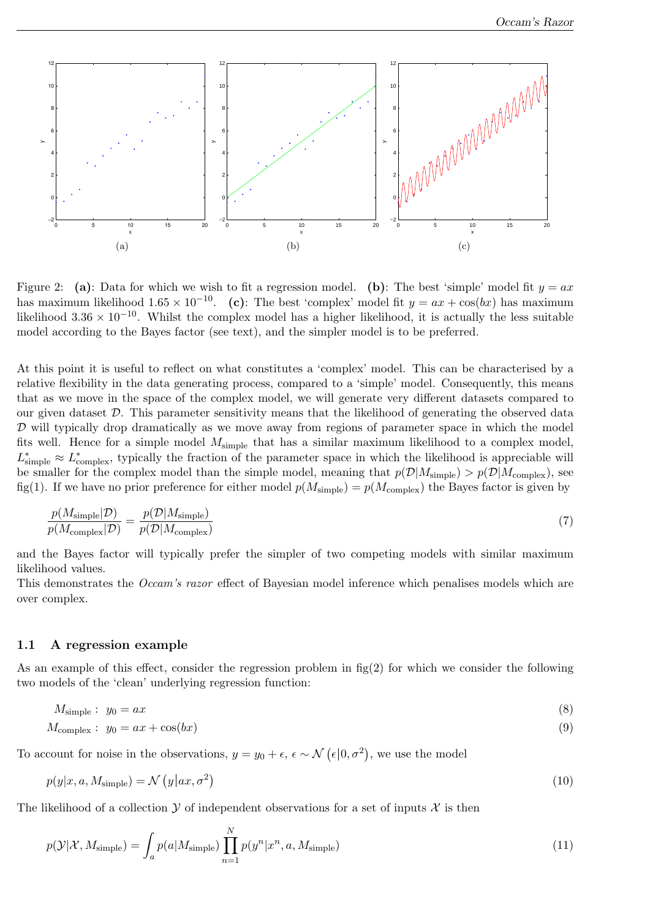Figure 2: **(a)**: Data for which we wish to fit a regression model. **(b)**: The best 'simple' model fit $y = ax$ has maximum likelihood $1.65 \times 10^{-10}$. **(c)**: The best 'complex' model fit $y = ax + \cos(bx)$ has maximum likelihood $3.36 \times 10^{-10}$. Whilst the complex model has a higher likelihood, it is actually the less suitable model according to the Bayes factor (see text), and the simpler model is to be preferred.

At this point it is useful to reflect on what constitutes a 'complex' model. This can be characterised by a relative flexibility in the data generating process, compared to a 'simple' model. Consequently, this means that as we move in the space of the complex model, we will generate very different datasets compared to our given dataset $\mathcal{D}$. This parameter sensitivity means that the likelihood of generating the observed data $\mathcal{D}$ will typically drop dramatically as we move away from regions of parameter space in which the model fits well. Hence for a simple model $M_{\text{simple}}$ that has a similar maximum likelihood to a complex model, $L^*_{\text{simple}} \approx L^*_{\text{complex}}$, typically the fraction of the parameter space in which the likelihood is appreciable will be smaller for the complex model than the simple model, meaning that $p(\mathcal{D}|M_{\text{simple}}) > p(\mathcal{D}|M_{\text{complex}})$, see fig(1). If we have no prior preference for either model $p(M_{\text{simple}}) = p(M_{\text{complex}})$ the Bayes factor is given by

$$\frac{p(M_{\text{simple}}|\mathcal{D})}{p(M_{\text{complex}}|\mathcal{D})} = \frac{p(\mathcal{D}|M_{\text{simple}})}{p(\mathcal{D}|M_{\text{complex}})} \tag{7}$$

and the Bayes factor will typically prefer the simpler of two competing models with similar maximum likelihood values.

This demonstrates the *Occam's razor* effect of Bayesian model inference which penalises models which are over complex.

## 1.1 A regression example

As an example of this effect, consider the regression problem in fig(2) for which we consider the following two models of the 'clean' underlying regression function:

$$M_{\text{simple}}: \; y_0 = ax \tag{8}$$

$$M_{\text{complex}}: \; y_0 = ax + \cos(bx) \tag{9}$$

To account for noise in the observations, $y = y_0 + \epsilon$, $\epsilon \sim \mathcal{N}\left(\epsilon|0, \sigma^2\right)$, we use the model

$$p(y|x, a, M_{\text{simple}}) = \mathcal{N}\left(y|ax, \sigma^2\right) \tag{10}$$

The likelihood of a collection $\mathcal{Y}$ of independent observations for a set of inputs $\mathcal{X}$ is then

$$p(\mathcal{Y}|\mathcal{X}, M_{\text{simple}}) = \int_a p(a|M_{\text{simple}}) \prod_{n=1}^{N} p(y^n|x^n, a, M_{\text{simple}}) \tag{11}$$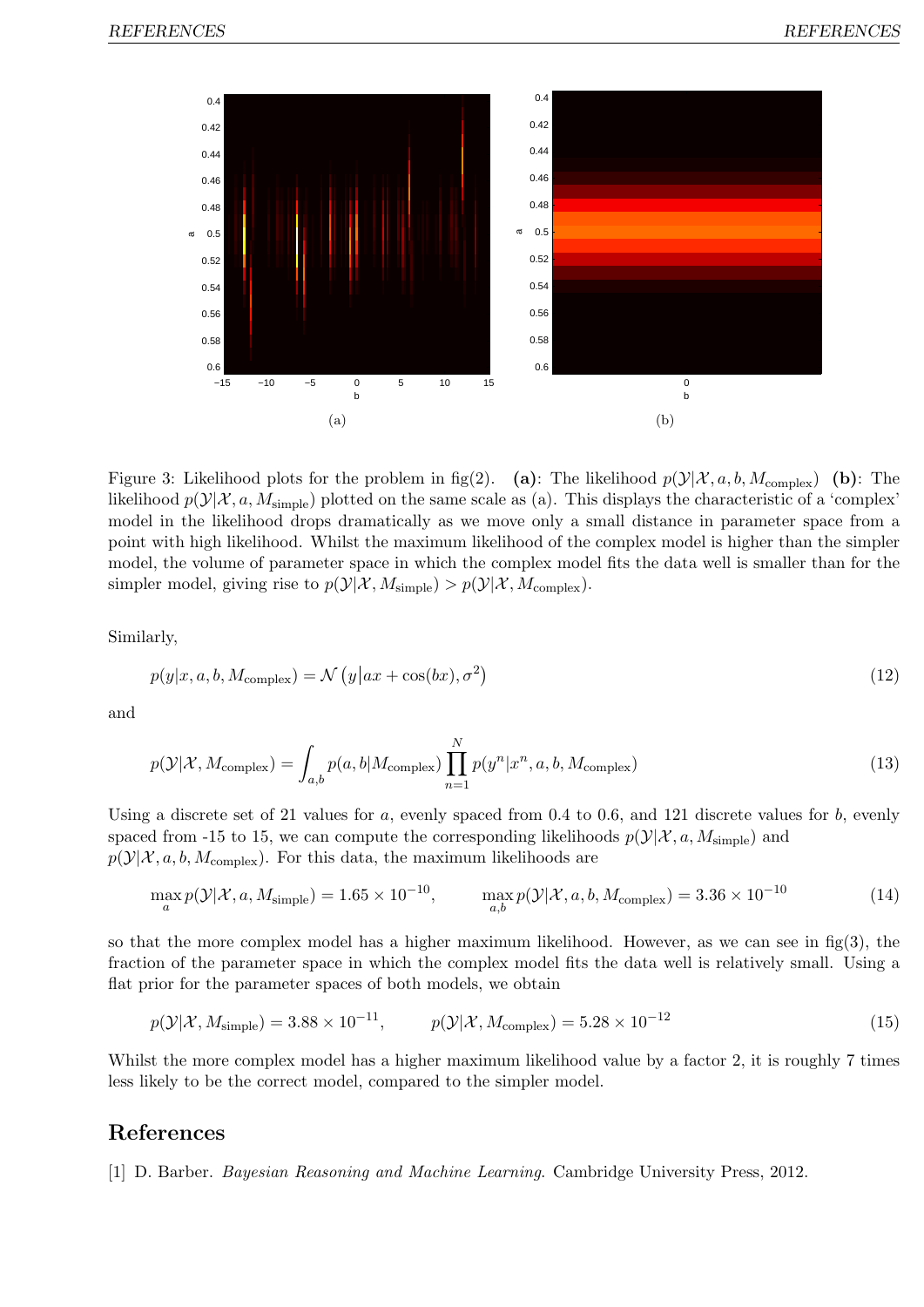0.4
0.42
0.44
0.46
0.48
a 0.5
0.52
0.54
0.56
0.58
0.6
−15 −10 −5 0 5 10 15
b

(a)

0.4
0.42
0.44
0.46
0.48
a 0.5
0.52
0.54
0.56
0.58
0.6
0
b

(b)

Figure 3: Likelihood plots for the problem in fig(2). **(a)**: The likelihood $p(\mathcal{Y}|\mathcal{X}, a, b, M_{\text{complex}})$ **(b)**: The likelihood $p(\mathcal{Y}|\mathcal{X}, a, M_{\text{simple}})$ plotted on the same scale as (a). This displays the characteristic of a 'complex' model in the likelihood drops dramatically as we move only a small distance in parameter space from a point with high likelihood. Whilst the maximum likelihood of the complex model is higher than the simpler model, the volume of parameter space in which the complex model fits the data well is smaller than for the simpler model, giving rise to $p(\mathcal{Y}|\mathcal{X}, M_{\text{simple}}) > p(\mathcal{Y}|\mathcal{X}, M_{\text{complex}})$.

Similarly,

$$p(y|x, a, b, M_{\text{complex}}) = \mathcal{N}\left(y\middle|ax + \cos(bx), \sigma^2\right) \tag{12}$$

and

$$p(\mathcal{Y}|\mathcal{X}, M_{\text{complex}}) = \int_{a,b} p(a, b|M_{\text{complex}}) \prod_{n=1}^{N} p(y^n|x^n, a, b, M_{\text{complex}}) \tag{13}$$

Using a discrete set of 21 values for $a$, evenly spaced from 0.4 to 0.6, and 121 discrete values for $b$, evenly spaced from -15 to 15, we can compute the corresponding likelihoods $p(\mathcal{Y}|\mathcal{X}, a, M_{\text{simple}})$ and $p(\mathcal{Y}|\mathcal{X}, a, b, M_{\text{complex}})$. For this data, the maximum likelihoods are

$$\max_a p(\mathcal{Y}|\mathcal{X}, a, M_{\text{simple}}) = 1.65 \times 10^{-10}, \qquad \max_{a,b} p(\mathcal{Y}|\mathcal{X}, a, b, M_{\text{complex}}) = 3.36 \times 10^{-10} \tag{14}$$

so that the more complex model has a higher maximum likelihood. However, as we can see in fig(3), the fraction of the parameter space in which the complex model fits the data well is relatively small. Using a flat prior for the parameter spaces of both models, we obtain

$$p(\mathcal{Y}|\mathcal{X}, M_{\text{simple}}) = 3.88 \times 10^{-11}, \qquad p(\mathcal{Y}|\mathcal{X}, M_{\text{complex}}) = 5.28 \times 10^{-12} \tag{15}$$

Whilst the more complex model has a higher maximum likelihood value by a factor 2, it is roughly 7 times less likely to be the correct model, compared to the simpler model.

## References

[1] D. Barber. *Bayesian Reasoning and Machine Learning*. Cambridge University Press, 2012.